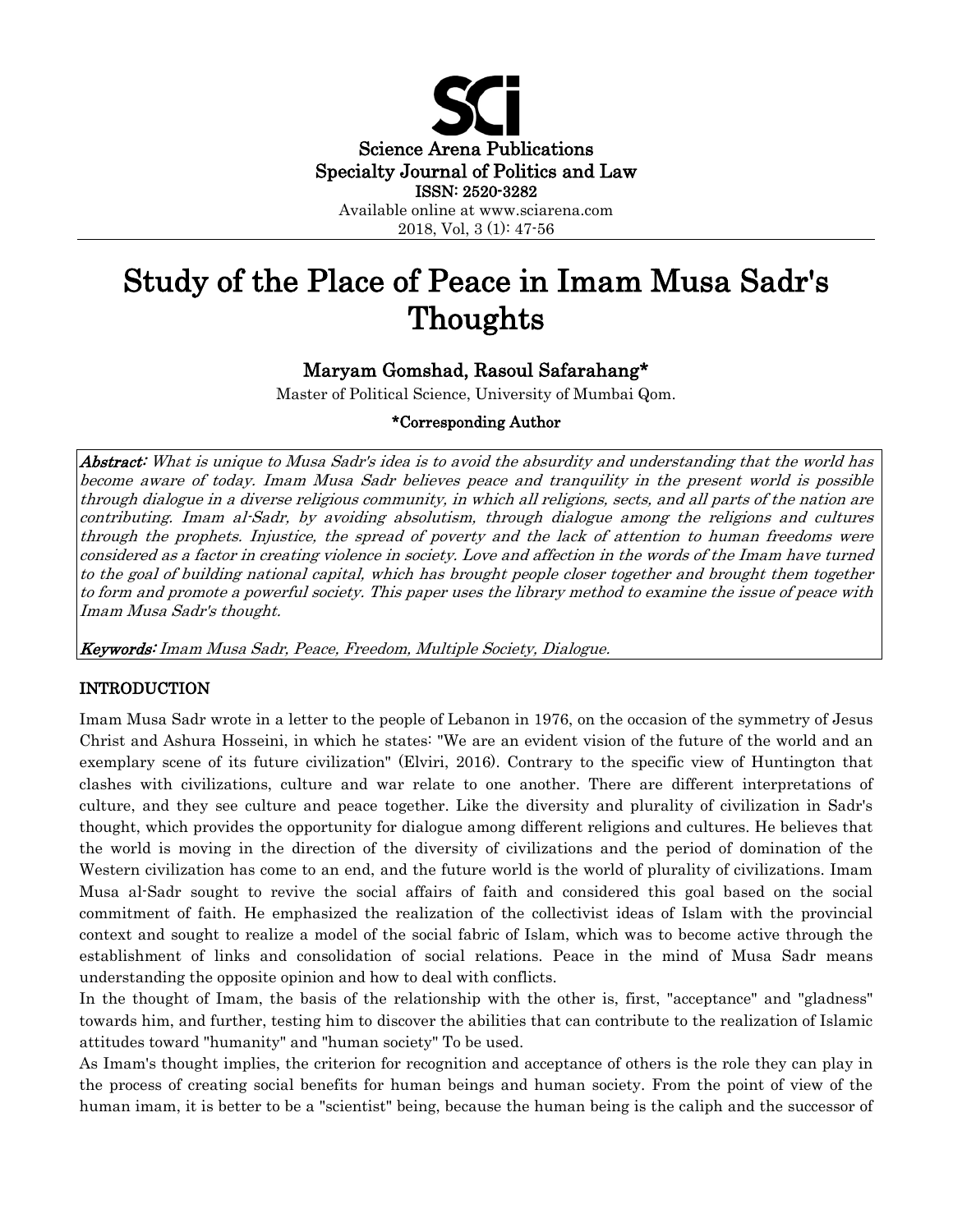Science Arena Publications
Specialty Journal of Politics and Law
ISSN: 2520-3282
Available online at www.sciarena.com
2018, Vol, 3 (1): 47-56

# Study of the Place of Peace in Imam Musa Sadr's Thoughts

**Maryam Gomshad, Rasoul Safarahang***

Master of Political Science, University of Mumbai Qom.

***Corresponding Author**

***Abstract:*** *What is unique to Musa Sadr's idea is to avoid the absurdity and understanding that the world has become aware of today. Imam Musa Sadr believes peace and tranquility in the present world is possible through dialogue in a diverse religious community, in which all religions, sects, and all parts of the nation are contributing. Imam al-Sadr, by avoiding absolutism, through dialogue among the religions and cultures through the prophets. Injustice, the spread of poverty and the lack of attention to human freedoms were considered as a factor in creating violence in society. Love and affection in the words of the Imam have turned to the goal of building national capital, which has brought people closer together and brought them together to form and promote a powerful society. This paper uses the library method to examine the issue of peace with Imam Musa Sadr's thought.*

***Keywords:*** *Imam Musa Sadr, Peace, Freedom, Multiple Society, Dialogue.*

## INTRODUCTION

Imam Musa Sadr wrote in a letter to the people of Lebanon in 1976, on the occasion of the symmetry of Jesus Christ and Ashura Hosseini, in which he states: "We are an evident vision of the future of the world and an exemplary scene of its future civilization" (Elviri, 2016). Contrary to the specific view of Huntington that clashes with civilizations, culture and war relate to one another. There are different interpretations of culture, and they see culture and peace together. Like the diversity and plurality of civilization in Sadr's thought, which provides the opportunity for dialogue among different religions and cultures. He believes that the world is moving in the direction of the diversity of civilizations and the period of domination of the Western civilization has come to an end, and the future world is the world of plurality of civilizations. Imam Musa al-Sadr sought to revive the social affairs of faith and considered this goal based on the social commitment of faith. He emphasized the realization of the collectivist ideas of Islam with the provincial context and sought to realize a model of the social fabric of Islam, which was to become active through the establishment of links and consolidation of social relations. Peace in the mind of Musa Sadr means understanding the opposite opinion and how to deal with conflicts.

In the thought of Imam, the basis of the relationship with the other is, first, "acceptance" and "gladness" towards him, and further, testing him to discover the abilities that can contribute to the realization of Islamic attitudes toward "humanity" and "human society" To be used.

As Imam's thought implies, the criterion for recognition and acceptance of others is the role they can play in the process of creating social benefits for human beings and human society. From the point of view of the human imam, it is better to be a "scientist" being, because the human being is the caliph and the successor of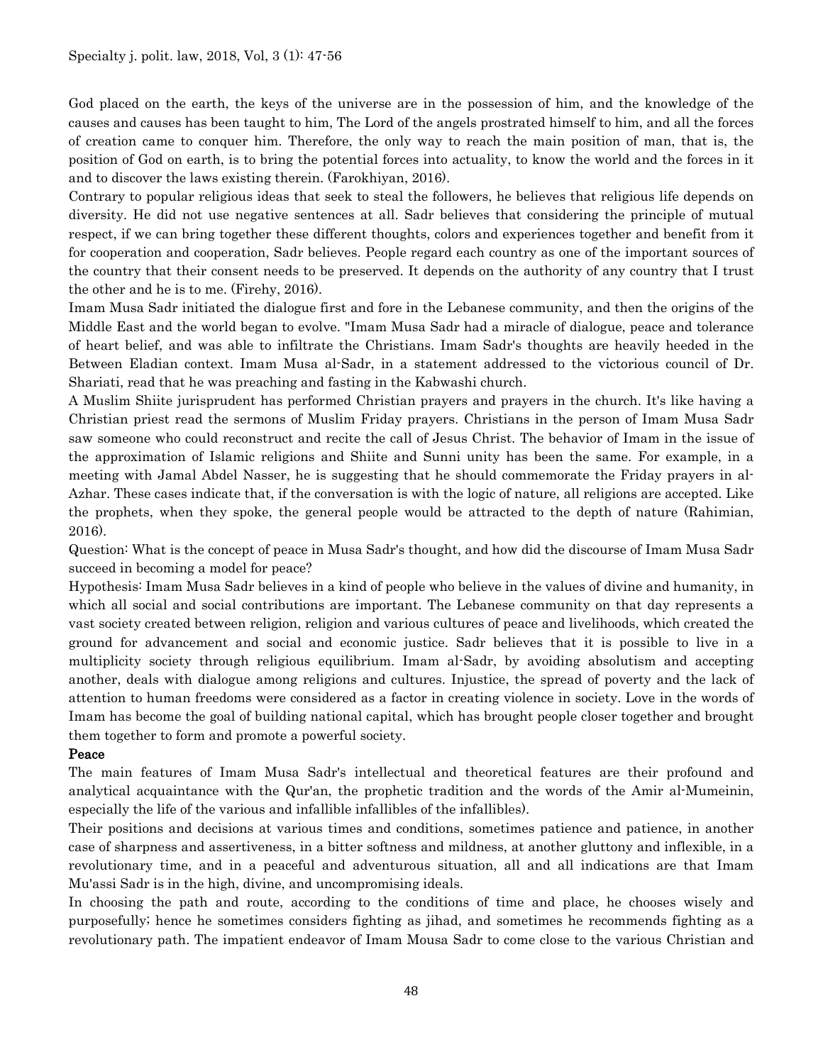God placed on the earth, the keys of the universe are in the possession of him, and the knowledge of the causes and causes has been taught to him, The Lord of the angels prostrated himself to him, and all the forces of creation came to conquer him. Therefore, the only way to reach the main position of man, that is, the position of God on earth, is to bring the potential forces into actuality, to know the world and the forces in it and to discover the laws existing therein. (Farokhiyan, 2016).

Contrary to popular religious ideas that seek to steal the followers, he believes that religious life depends on diversity. He did not use negative sentences at all. Sadr believes that considering the principle of mutual respect, if we can bring together these different thoughts, colors and experiences together and benefit from it for cooperation and cooperation, Sadr believes. People regard each country as one of the important sources of the country that their consent needs to be preserved. It depends on the authority of any country that I trust the other and he is to me. (Firehy, 2016).

Imam Musa Sadr initiated the dialogue first and fore in the Lebanese community, and then the origins of the Middle East and the world began to evolve. "Imam Musa Sadr had a miracle of dialogue, peace and tolerance of heart belief, and was able to infiltrate the Christians. Imam Sadr's thoughts are heavily heeded in the Between Eladian context. Imam Musa al-Sadr, in a statement addressed to the victorious council of Dr. Shariati, read that he was preaching and fasting in the Kabwashi church.

A Muslim Shiite jurisprudent has performed Christian prayers and prayers in the church. It's like having a Christian priest read the sermons of Muslim Friday prayers. Christians in the person of Imam Musa Sadr saw someone who could reconstruct and recite the call of Jesus Christ. The behavior of Imam in the issue of the approximation of Islamic religions and Shiite and Sunni unity has been the same. For example, in a meeting with Jamal Abdel Nasser, he is suggesting that he should commemorate the Friday prayers in al-Azhar. These cases indicate that, if the conversation is with the logic of nature, all religions are accepted. Like the prophets, when they spoke, the general people would be attracted to the depth of nature (Rahimian, 2016).

Question: What is the concept of peace in Musa Sadr's thought, and how did the discourse of Imam Musa Sadr succeed in becoming a model for peace?

Hypothesis: Imam Musa Sadr believes in a kind of people who believe in the values of divine and humanity, in which all social and social contributions are important. The Lebanese community on that day represents a vast society created between religion, religion and various cultures of peace and livelihoods, which created the ground for advancement and social and economic justice. Sadr believes that it is possible to live in a multiplicity society through religious equilibrium. Imam al-Sadr, by avoiding absolutism and accepting another, deals with dialogue among religions and cultures. Injustice, the spread of poverty and the lack of attention to human freedoms were considered as a factor in creating violence in society. Love in the words of Imam has become the goal of building national capital, which has brought people closer together and brought them together to form and promote a powerful society.

## Peace

The main features of Imam Musa Sadr's intellectual and theoretical features are their profound and analytical acquaintance with the Qur'an, the prophetic tradition and the words of the Amir al-Mumeinin, especially the life of the various and infallible infallibles of the infallibles).

Their positions and decisions at various times and conditions, sometimes patience and patience, in another case of sharpness and assertiveness, in a bitter softness and mildness, at another gluttony and inflexible, in a revolutionary time, and in a peaceful and adventurous situation, all and all indications are that Imam Mu'assi Sadr is in the high, divine, and uncompromising ideals.

In choosing the path and route, according to the conditions of time and place, he chooses wisely and purposefully; hence he sometimes considers fighting as jihad, and sometimes he recommends fighting as a revolutionary path. The impatient endeavor of Imam Mousa Sadr to come close to the various Christian and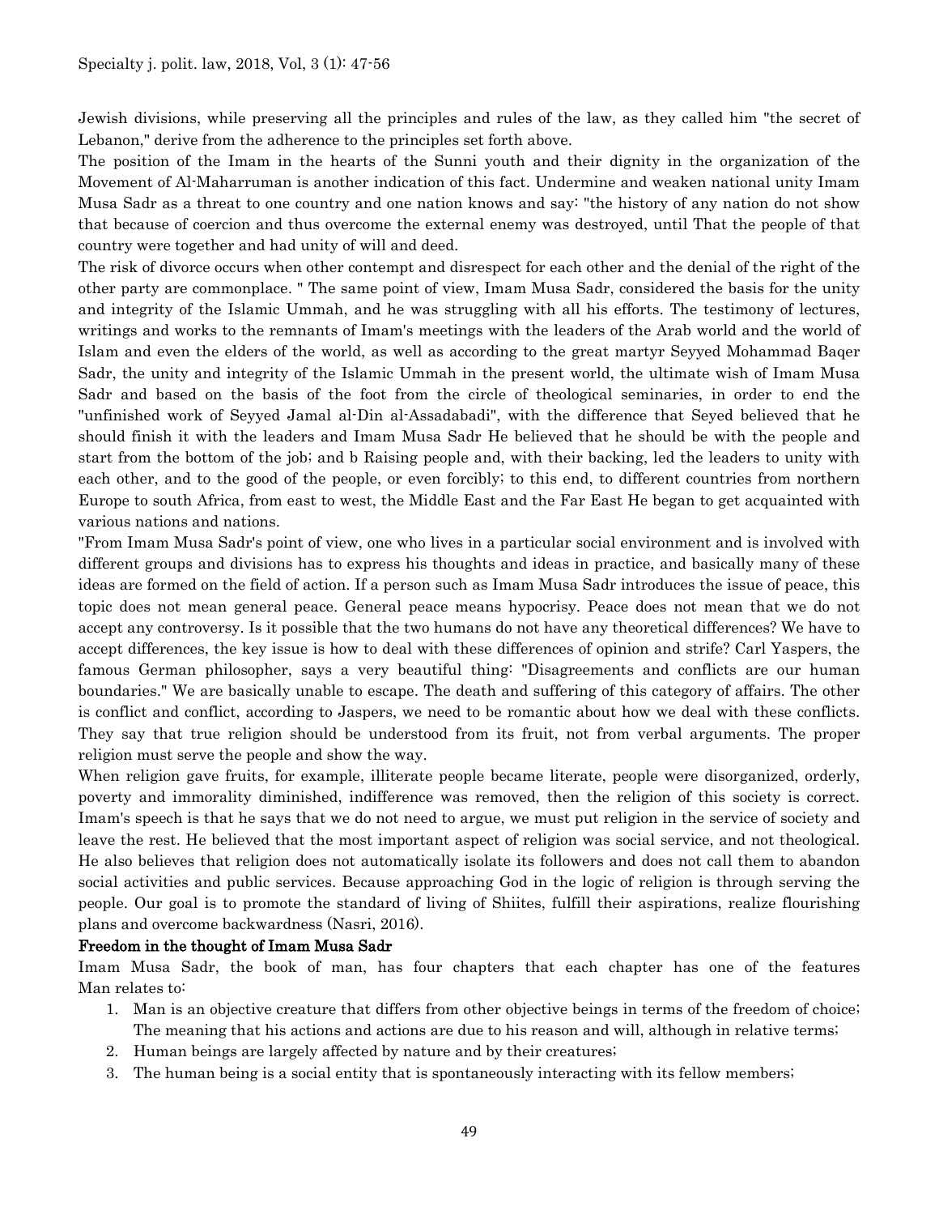Jewish divisions, while preserving all the principles and rules of the law, as they called him "the secret of Lebanon," derive from the adherence to the principles set forth above.

The position of the Imam in the hearts of the Sunni youth and their dignity in the organization of the Movement of Al-Maharruman is another indication of this fact. Undermine and weaken national unity Imam Musa Sadr as a threat to one country and one nation knows and say: "the history of any nation do not show that because of coercion and thus overcome the external enemy was destroyed, until That the people of that country were together and had unity of will and deed.

The risk of divorce occurs when other contempt and disrespect for each other and the denial of the right of the other party are commonplace. " The same point of view, Imam Musa Sadr, considered the basis for the unity and integrity of the Islamic Ummah, and he was struggling with all his efforts. The testimony of lectures, writings and works to the remnants of Imam's meetings with the leaders of the Arab world and the world of Islam and even the elders of the world, as well as according to the great martyr Seyyed Mohammad Baqer Sadr, the unity and integrity of the Islamic Ummah in the present world, the ultimate wish of Imam Musa Sadr and based on the basis of the foot from the circle of theological seminaries, in order to end the "unfinished work of Seyyed Jamal al-Din al-Assadabadi", with the difference that Seyed believed that he should finish it with the leaders and Imam Musa Sadr He believed that he should be with the people and start from the bottom of the job; and b Raising people and, with their backing, led the leaders to unity with each other, and to the good of the people, or even forcibly; to this end, to different countries from northern Europe to south Africa, from east to west, the Middle East and the Far East He began to get acquainted with various nations and nations.

"From Imam Musa Sadr's point of view, one who lives in a particular social environment and is involved with different groups and divisions has to express his thoughts and ideas in practice, and basically many of these ideas are formed on the field of action. If a person such as Imam Musa Sadr introduces the issue of peace, this topic does not mean general peace. General peace means hypocrisy. Peace does not mean that we do not accept any controversy. Is it possible that the two humans do not have any theoretical differences? We have to accept differences, the key issue is how to deal with these differences of opinion and strife? Carl Yaspers, the famous German philosopher, says a very beautiful thing: "Disagreements and conflicts are our human boundaries." We are basically unable to escape. The death and suffering of this category of affairs. The other is conflict and conflict, according to Jaspers, we need to be romantic about how we deal with these conflicts. They say that true religion should be understood from its fruit, not from verbal arguments. The proper religion must serve the people and show the way.

When religion gave fruits, for example, illiterate people became literate, people were disorganized, orderly, poverty and immorality diminished, indifference was removed, then the religion of this society is correct. Imam's speech is that he says that we do not need to argue, we must put religion in the service of society and leave the rest. He believed that the most important aspect of religion was social service, and not theological. He also believes that religion does not automatically isolate its followers and does not call them to abandon social activities and public services. Because approaching God in the logic of religion is through serving the people. Our goal is to promote the standard of living of Shiites, fulfill their aspirations, realize flourishing plans and overcome backwardness (Nasri, 2016).

**Freedom in the thought of Imam Musa Sadr**

Imam Musa Sadr, the book of man, has four chapters that each chapter has one of the features Man relates to:

1. Man is an objective creature that differs from other objective beings in terms of the freedom of choice; The meaning that his actions and actions are due to his reason and will, although in relative terms;
2. Human beings are largely affected by nature and by their creatures;
3. The human being is a social entity that is spontaneously interacting with its fellow members;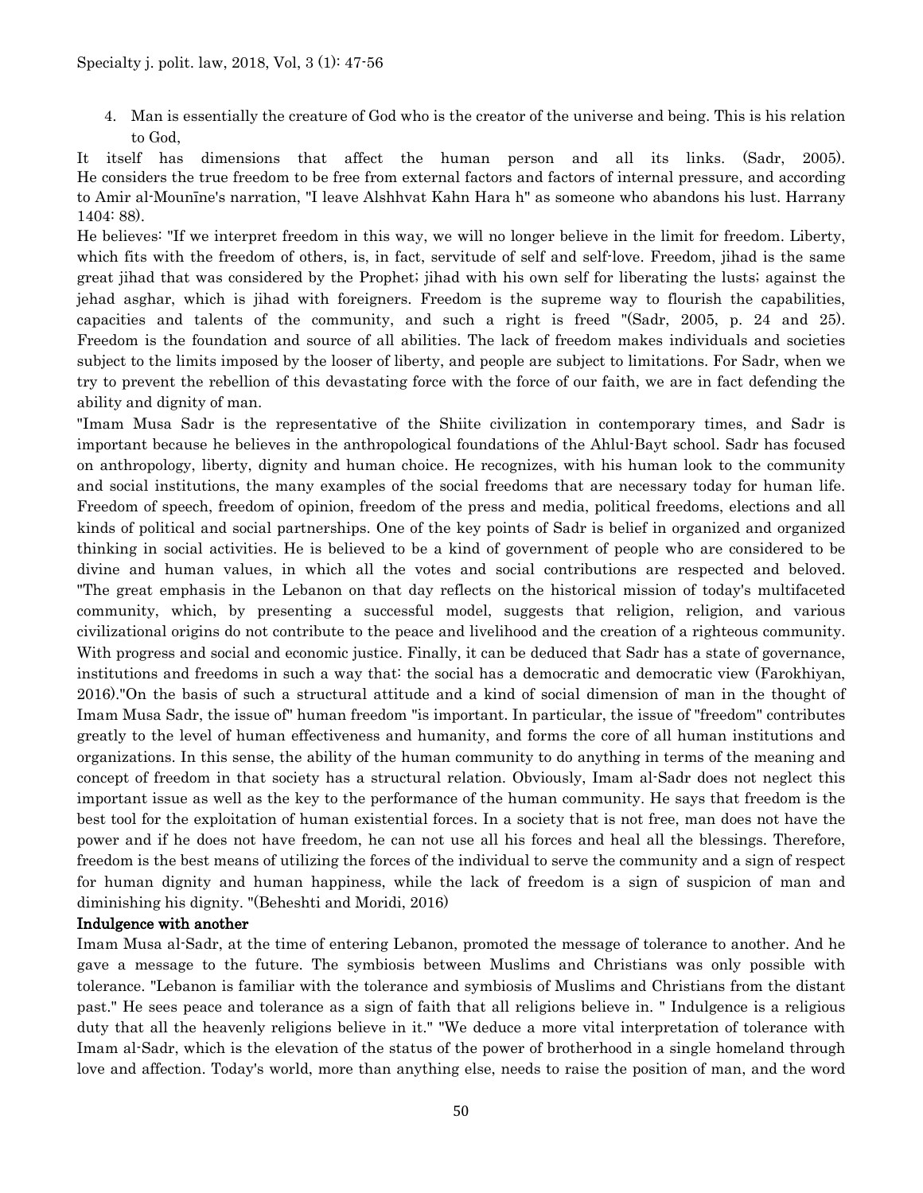4. Man is essentially the creature of God who is the creator of the universe and being. This is his relation to God,

It itself has dimensions that affect the human person and all its links. (Sadr, 2005). He considers the true freedom to be free from external factors and factors of internal pressure, and according to Amir al-Mounīne's narration, "I leave Alshhvat Kahn Hara h" as someone who abandons his lust. Harrany 1404: 88).

He believes: "If we interpret freedom in this way, we will no longer believe in the limit for freedom. Liberty, which fits with the freedom of others, is, in fact, servitude of self and self-love. Freedom, jihad is the same great jihad that was considered by the Prophet; jihad with his own self for liberating the lusts; against the jehad asghar, which is jihad with foreigners. Freedom is the supreme way to flourish the capabilities, capacities and talents of the community, and such a right is freed "(Sadr, 2005, p. 24 and 25). Freedom is the foundation and source of all abilities. The lack of freedom makes individuals and societies subject to the limits imposed by the looser of liberty, and people are subject to limitations. For Sadr, when we try to prevent the rebellion of this devastating force with the force of our faith, we are in fact defending the ability and dignity of man.

"Imam Musa Sadr is the representative of the Shiite civilization in contemporary times, and Sadr is important because he believes in the anthropological foundations of the Ahlul-Bayt school. Sadr has focused on anthropology, liberty, dignity and human choice. He recognizes, with his human look to the community and social institutions, the many examples of the social freedoms that are necessary today for human life. Freedom of speech, freedom of opinion, freedom of the press and media, political freedoms, elections and all kinds of political and social partnerships. One of the key points of Sadr is belief in organized and organized thinking in social activities. He is believed to be a kind of government of people who are considered to be divine and human values, in which all the votes and social contributions are respected and beloved. "The great emphasis in the Lebanon on that day reflects on the historical mission of today's multifaceted community, which, by presenting a successful model, suggests that religion, religion, and various civilizational origins do not contribute to the peace and livelihood and the creation of a righteous community. With progress and social and economic justice. Finally, it can be deduced that Sadr has a state of governance, institutions and freedoms in such a way that: the social has a democratic and democratic view (Farokhiyan, 2016)."On the basis of such a structural attitude and a kind of social dimension of man in the thought of Imam Musa Sadr, the issue of" human freedom "is important. In particular, the issue of "freedom" contributes greatly to the level of human effectiveness and humanity, and forms the core of all human institutions and organizations. In this sense, the ability of the human community to do anything in terms of the meaning and concept of freedom in that society has a structural relation. Obviously, Imam al-Sadr does not neglect this important issue as well as the key to the performance of the human community. He says that freedom is the best tool for the exploitation of human existential forces. In a society that is not free, man does not have the power and if he does not have freedom, he can not use all his forces and heal all the blessings. Therefore, freedom is the best means of utilizing the forces of the individual to serve the community and a sign of respect for human dignity and human happiness, while the lack of freedom is a sign of suspicion of man and diminishing his dignity. "(Beheshti and Moridi, 2016)

**Indulgence with another**

Imam Musa al-Sadr, at the time of entering Lebanon, promoted the message of tolerance to another. And he gave a message to the future. The symbiosis between Muslims and Christians was only possible with tolerance. "Lebanon is familiar with the tolerance and symbiosis of Muslims and Christians from the distant past." He sees peace and tolerance as a sign of faith that all religions believe in. " Indulgence is a religious duty that all the heavenly religions believe in it." "We deduce a more vital interpretation of tolerance with Imam al-Sadr, which is the elevation of the status of the power of brotherhood in a single homeland through love and affection. Today's world, more than anything else, needs to raise the position of man, and the word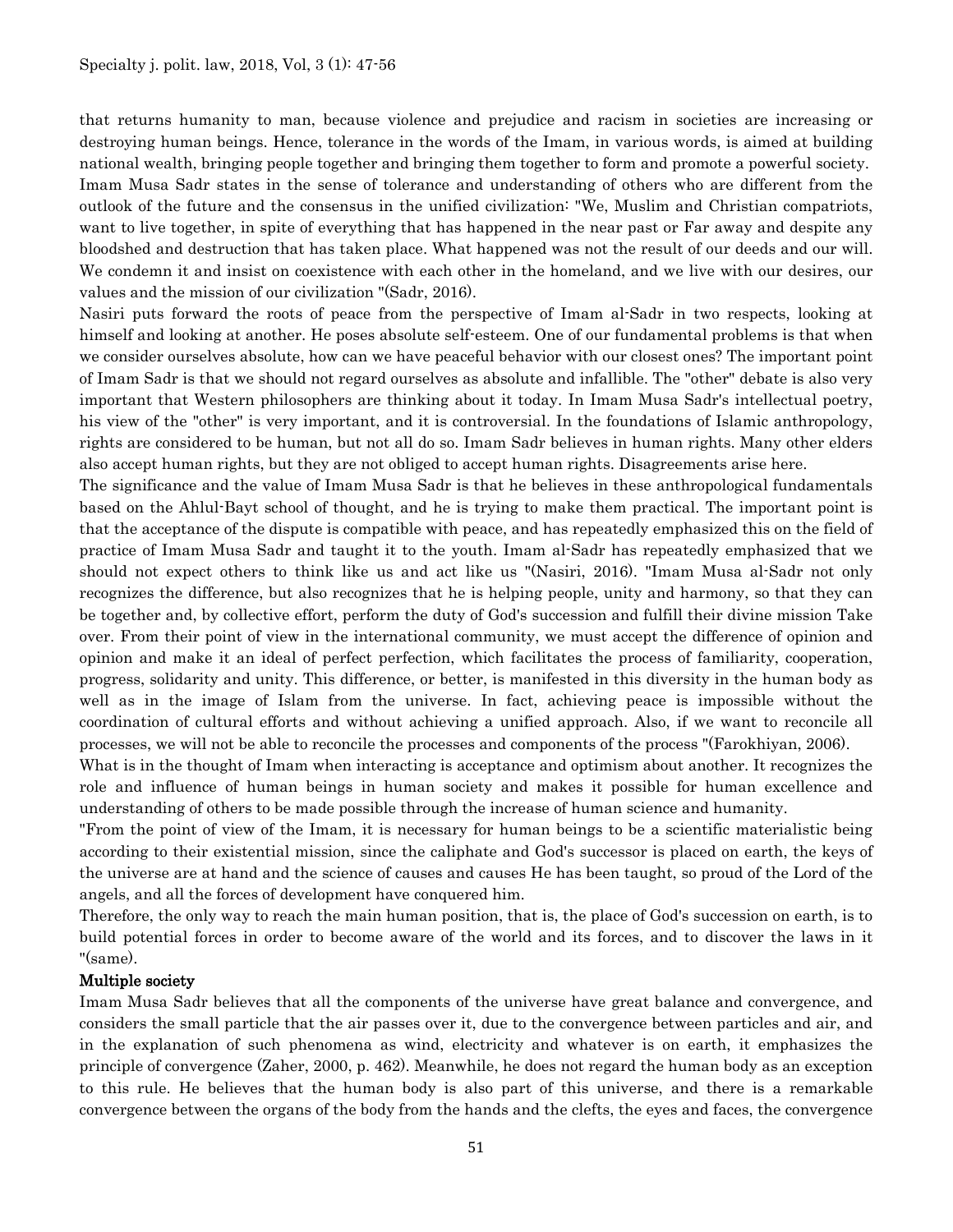that returns humanity to man, because violence and prejudice and racism in societies are increasing or destroying human beings. Hence, tolerance in the words of the Imam, in various words, is aimed at building national wealth, bringing people together and bringing them together to form and promote a powerful society.

Imam Musa Sadr states in the sense of tolerance and understanding of others who are different from the outlook of the future and the consensus in the unified civilization: "We, Muslim and Christian compatriots, want to live together, in spite of everything that has happened in the near past or Far away and despite any bloodshed and destruction that has taken place. What happened was not the result of our deeds and our will. We condemn it and insist on coexistence with each other in the homeland, and we live with our desires, our values and the mission of our civilization "(Sadr, 2016).

Nasiri puts forward the roots of peace from the perspective of Imam al-Sadr in two respects, looking at himself and looking at another. He poses absolute self-esteem. One of our fundamental problems is that when we consider ourselves absolute, how can we have peaceful behavior with our closest ones? The important point of Imam Sadr is that we should not regard ourselves as absolute and infallible. The "other" debate is also very important that Western philosophers are thinking about it today. In Imam Musa Sadr's intellectual poetry, his view of the "other" is very important, and it is controversial. In the foundations of Islamic anthropology, rights are considered to be human, but not all do so. Imam Sadr believes in human rights. Many other elders also accept human rights, but they are not obliged to accept human rights. Disagreements arise here.

The significance and the value of Imam Musa Sadr is that he believes in these anthropological fundamentals based on the Ahlul-Bayt school of thought, and he is trying to make them practical. The important point is that the acceptance of the dispute is compatible with peace, and has repeatedly emphasized this on the field of practice of Imam Musa Sadr and taught it to the youth. Imam al-Sadr has repeatedly emphasized that we should not expect others to think like us and act like us "(Nasiri, 2016). "Imam Musa al-Sadr not only recognizes the difference, but also recognizes that he is helping people, unity and harmony, so that they can be together and, by collective effort, perform the duty of God's succession and fulfill their divine mission Take over. From their point of view in the international community, we must accept the difference of opinion and opinion and make it an ideal of perfect perfection, which facilitates the process of familiarity, cooperation, progress, solidarity and unity. This difference, or better, is manifested in this diversity in the human body as well as in the image of Islam from the universe. In fact, achieving peace is impossible without the coordination of cultural efforts and without achieving a unified approach. Also, if we want to reconcile all processes, we will not be able to reconcile the processes and components of the process "(Farokhiyan, 2006).

What is in the thought of Imam when interacting is acceptance and optimism about another. It recognizes the role and influence of human beings in human society and makes it possible for human excellence and understanding of others to be made possible through the increase of human science and humanity.

"From the point of view of the Imam, it is necessary for human beings to be a scientific materialistic being according to their existential mission, since the caliphate and God's successor is placed on earth, the keys of the universe are at hand and the science of causes and causes He has been taught, so proud of the Lord of the angels, and all the forces of development have conquered him.

Therefore, the only way to reach the main human position, that is, the place of God's succession on earth, is to build potential forces in order to become aware of the world and its forces, and to discover the laws in it "(same).

### Multiple society

Imam Musa Sadr believes that all the components of the universe have great balance and convergence, and considers the small particle that the air passes over it, due to the convergence between particles and air, and in the explanation of such phenomena as wind, electricity and whatever is on earth, it emphasizes the principle of convergence (Zaher, 2000, p. 462). Meanwhile, he does not regard the human body as an exception to this rule. He believes that the human body is also part of this universe, and there is a remarkable convergence between the organs of the body from the hands and the clefts, the eyes and faces, the convergence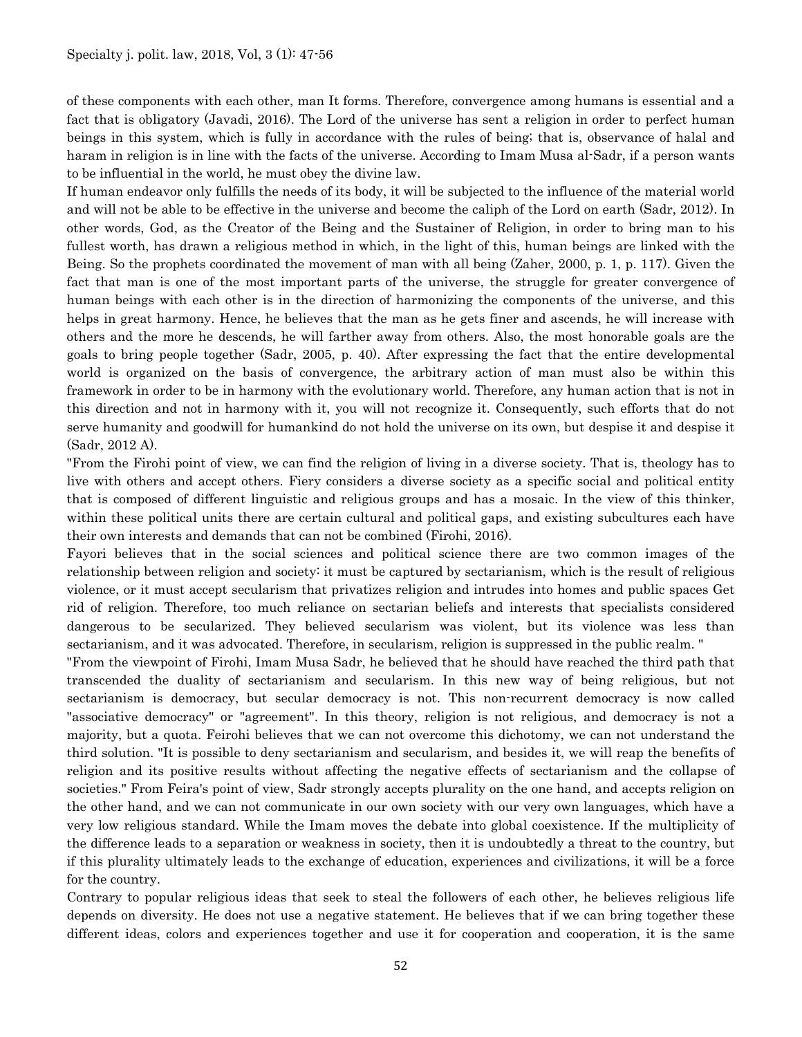of these components with each other, man It forms. Therefore, convergence among humans is essential and a fact that is obligatory (Javadi, 2016). The Lord of the universe has sent a religion in order to perfect human beings in this system, which is fully in accordance with the rules of being; that is, observance of halal and haram in religion is in line with the facts of the universe. According to Imam Musa al-Sadr, if a person wants to be influential in the world, he must obey the divine law.

If human endeavor only fulfills the needs of its body, it will be subjected to the influence of the material world and will not be able to be effective in the universe and become the caliph of the Lord on earth (Sadr, 2012). In other words, God, as the Creator of the Being and the Sustainer of Religion, in order to bring man to his fullest worth, has drawn a religious method in which, in the light of this, human beings are linked with the Being. So the prophets coordinated the movement of man with all being (Zaher, 2000, p. 1, p. 117). Given the fact that man is one of the most important parts of the universe, the struggle for greater convergence of human beings with each other is in the direction of harmonizing the components of the universe, and this helps in great harmony. Hence, he believes that the man as he gets finer and ascends, he will increase with others and the more he descends, he will farther away from others. Also, the most honorable goals are the goals to bring people together (Sadr, 2005, p. 40). After expressing the fact that the entire developmental world is organized on the basis of convergence, the arbitrary action of man must also be within this framework in order to be in harmony with the evolutionary world. Therefore, any human action that is not in this direction and not in harmony with it, you will not recognize it. Consequently, such efforts that do not serve humanity and goodwill for humankind do not hold the universe on its own, but despise it and despise it (Sadr, 2012 A).

"From the Firohi point of view, we can find the religion of living in a diverse society. That is, theology has to live with others and accept others. Fiery considers a diverse society as a specific social and political entity that is composed of different linguistic and religious groups and has a mosaic. In the view of this thinker, within these political units there are certain cultural and political gaps, and existing subcultures each have their own interests and demands that can not be combined (Firohi, 2016).

Fayori believes that in the social sciences and political science there are two common images of the relationship between religion and society: it must be captured by sectarianism, which is the result of religious violence, or it must accept secularism that privatizes religion and intrudes into homes and public spaces Get rid of religion. Therefore, too much reliance on sectarian beliefs and interests that specialists considered dangerous to be secularized. They believed secularism was violent, but its violence was less than sectarianism, and it was advocated. Therefore, in secularism, religion is suppressed in the public realm. "

"From the viewpoint of Firohi, Imam Musa Sadr, he believed that he should have reached the third path that transcended the duality of sectarianism and secularism. In this new way of being religious, but not sectarianism is democracy, but secular democracy is not. This non-recurrent democracy is now called "associative democracy" or "agreement". In this theory, religion is not religious, and democracy is not a majority, but a quota. Feirohi believes that we can not overcome this dichotomy, we can not understand the third solution. "It is possible to deny sectarianism and secularism, and besides it, we will reap the benefits of religion and its positive results without affecting the negative effects of sectarianism and the collapse of societies." From Feira's point of view, Sadr strongly accepts plurality on the one hand, and accepts religion on the other hand, and we can not communicate in our own society with our very own languages, which have a very low religious standard. While the Imam moves the debate into global coexistence. If the multiplicity of the difference leads to a separation or weakness in society, then it is undoubtedly a threat to the country, but if this plurality ultimately leads to the exchange of education, experiences and civilizations, it will be a force for the country.

Contrary to popular religious ideas that seek to steal the followers of each other, he believes religious life depends on diversity. He does not use a negative statement. He believes that if we can bring together these different ideas, colors and experiences together and use it for cooperation and cooperation, it is the same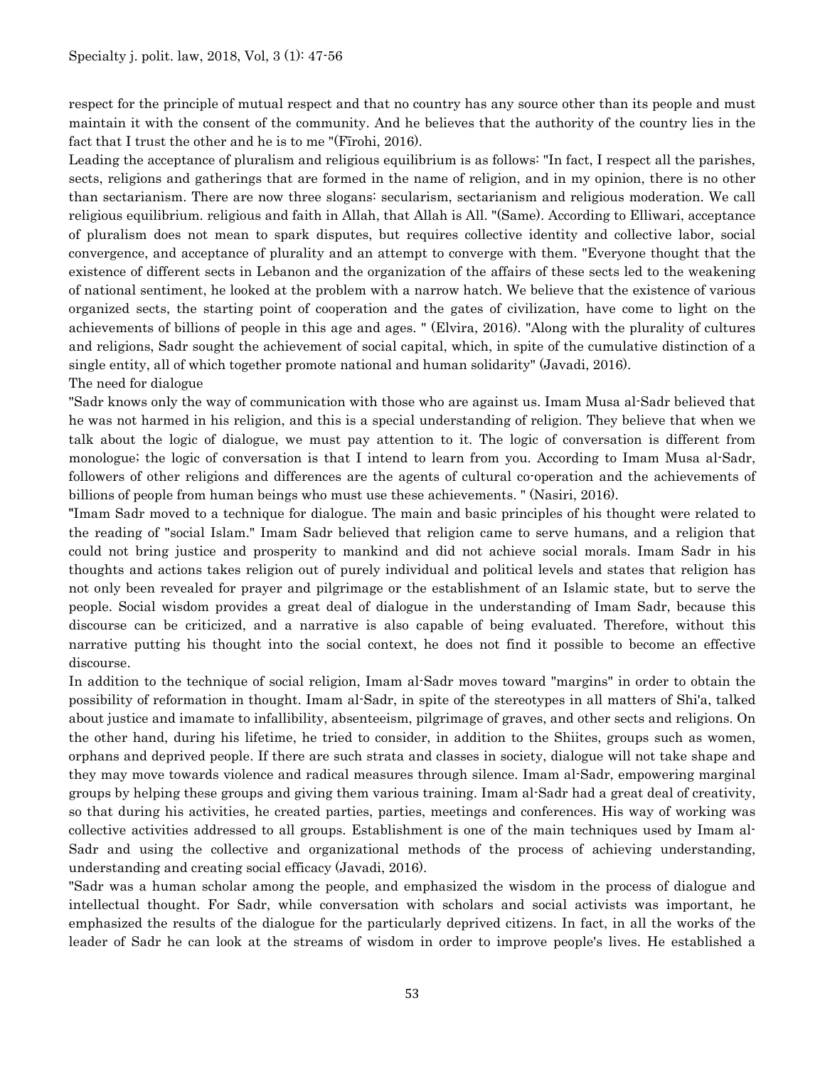respect for the principle of mutual respect and that no country has any source other than its people and must maintain it with the consent of the community. And he believes that the authority of the country lies in the fact that I trust the other and he is to me "(Fīrohi, 2016).

Leading the acceptance of pluralism and religious equilibrium is as follows: "In fact, I respect all the parishes, sects, religions and gatherings that are formed in the name of religion, and in my opinion, there is no other than sectarianism. There are now three slogans: secularism, sectarianism and religious moderation. We call religious equilibrium. religious and faith in Allah, that Allah is All. "(Same). According to Elliwari, acceptance of pluralism does not mean to spark disputes, but requires collective identity and collective labor, social convergence, and acceptance of plurality and an attempt to converge with them. "Everyone thought that the existence of different sects in Lebanon and the organization of the affairs of these sects led to the weakening of national sentiment, he looked at the problem with a narrow hatch. We believe that the existence of various organized sects, the starting point of cooperation and the gates of civilization, have come to light on the achievements of billions of people in this age and ages. " (Elvira, 2016). "Along with the plurality of cultures and religions, Sadr sought the achievement of social capital, which, in spite of the cumulative distinction of a single entity, all of which together promote national and human solidarity" (Javadi, 2016).

The need for dialogue

"Sadr knows only the way of communication with those who are against us. Imam Musa al-Sadr believed that he was not harmed in his religion, and this is a special understanding of religion. They believe that when we talk about the logic of dialogue, we must pay attention to it. The logic of conversation is different from monologue; the logic of conversation is that I intend to learn from you. According to Imam Musa al-Sadr, followers of other religions and differences are the agents of cultural co-operation and the achievements of billions of people from human beings who must use these achievements. " (Nasiri, 2016).

"Imam Sadr moved to a technique for dialogue. The main and basic principles of his thought were related to the reading of "social Islam." Imam Sadr believed that religion came to serve humans, and a religion that could not bring justice and prosperity to mankind and did not achieve social morals. Imam Sadr in his thoughts and actions takes religion out of purely individual and political levels and states that religion has not only been revealed for prayer and pilgrimage or the establishment of an Islamic state, but to serve the people. Social wisdom provides a great deal of dialogue in the understanding of Imam Sadr, because this discourse can be criticized, and a narrative is also capable of being evaluated. Therefore, without this narrative putting his thought into the social context, he does not find it possible to become an effective discourse.

In addition to the technique of social religion, Imam al-Sadr moves toward "margins" in order to obtain the possibility of reformation in thought. Imam al-Sadr, in spite of the stereotypes in all matters of Shi'a, talked about justice and imamate to infallibility, absenteeism, pilgrimage of graves, and other sects and religions. On the other hand, during his lifetime, he tried to consider, in addition to the Shiites, groups such as women, orphans and deprived people. If there are such strata and classes in society, dialogue will not take shape and they may move towards violence and radical measures through silence. Imam al-Sadr, empowering marginal groups by helping these groups and giving them various training. Imam al-Sadr had a great deal of creativity, so that during his activities, he created parties, parties, meetings and conferences. His way of working was collective activities addressed to all groups. Establishment is one of the main techniques used by Imam al-Sadr and using the collective and organizational methods of the process of achieving understanding, understanding and creating social efficacy (Javadi, 2016).

"Sadr was a human scholar among the people, and emphasized the wisdom in the process of dialogue and intellectual thought. For Sadr, while conversation with scholars and social activists was important, he emphasized the results of the dialogue for the particularly deprived citizens. In fact, in all the works of the leader of Sadr he can look at the streams of wisdom in order to improve people's lives. He established a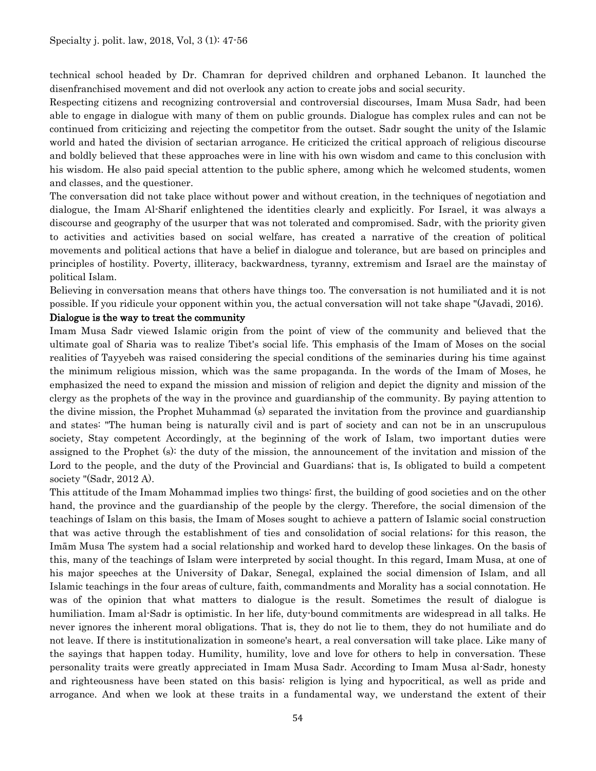technical school headed by Dr. Chamran for deprived children and orphaned Lebanon. It launched the disenfranchised movement and did not overlook any action to create jobs and social security.

Respecting citizens and recognizing controversial and controversial discourses, Imam Musa Sadr, had been able to engage in dialogue with many of them on public grounds. Dialogue has complex rules and can not be continued from criticizing and rejecting the competitor from the outset. Sadr sought the unity of the Islamic world and hated the division of sectarian arrogance. He criticized the critical approach of religious discourse and boldly believed that these approaches were in line with his own wisdom and came to this conclusion with his wisdom. He also paid special attention to the public sphere, among which he welcomed students, women and classes, and the questioner.

The conversation did not take place without power and without creation, in the techniques of negotiation and dialogue, the Imam Al-Sharif enlightened the identities clearly and explicitly. For Israel, it was always a discourse and geography of the usurper that was not tolerated and compromised. Sadr, with the priority given to activities and activities based on social welfare, has created a narrative of the creation of political movements and political actions that have a belief in dialogue and tolerance, but are based on principles and principles of hostility. Poverty, illiteracy, backwardness, tyranny, extremism and Israel are the mainstay of political Islam.

Believing in conversation means that others have things too. The conversation is not humiliated and it is not possible. If you ridicule your opponent within you, the actual conversation will not take shape "(Javadi, 2016).

**Dialogue is the way to treat the community**

Imam Musa Sadr viewed Islamic origin from the point of view of the community and believed that the ultimate goal of Sharia was to realize Tibet's social life. This emphasis of the Imam of Moses on the social realities of Tayyebeh was raised considering the special conditions of the seminaries during his time against the minimum religious mission, which was the same propaganda. In the words of the Imam of Moses, he emphasized the need to expand the mission and mission of religion and depict the dignity and mission of the clergy as the prophets of the way in the province and guardianship of the community. By paying attention to the divine mission, the Prophet Muhammad (s) separated the invitation from the province and guardianship and states: "The human being is naturally civil and is part of society and can not be in an unscrupulous society, Stay competent Accordingly, at the beginning of the work of Islam, two important duties were assigned to the Prophet (s): the duty of the mission, the announcement of the invitation and mission of the Lord to the people, and the duty of the Provincial and Guardians; that is, Is obligated to build a competent society "(Sadr, 2012 A).

This attitude of the Imam Mohammad implies two things: first, the building of good societies and on the other hand, the province and the guardianship of the people by the clergy. Therefore, the social dimension of the teachings of Islam on this basis, the Imam of Moses sought to achieve a pattern of Islamic social construction that was active through the establishment of ties and consolidation of social relations; for this reason, the Imām Musa The system had a social relationship and worked hard to develop these linkages. On the basis of this, many of the teachings of Islam were interpreted by social thought. In this regard, Imam Musa, at one of his major speeches at the University of Dakar, Senegal, explained the social dimension of Islam, and all Islamic teachings in the four areas of culture, faith, commandments and Morality has a social connotation. He was of the opinion that what matters to dialogue is the result. Sometimes the result of dialogue is humiliation. Imam al-Sadr is optimistic. In her life, duty-bound commitments are widespread in all talks. He never ignores the inherent moral obligations. That is, they do not lie to them, they do not humiliate and do not leave. If there is institutionalization in someone's heart, a real conversation will take place. Like many of the sayings that happen today. Humility, humility, love and love for others to help in conversation. These personality traits were greatly appreciated in Imam Musa Sadr. According to Imam Musa al-Sadr, honesty and righteousness have been stated on this basis: religion is lying and hypocritical, as well as pride and arrogance. And when we look at these traits in a fundamental way, we understand the extent of their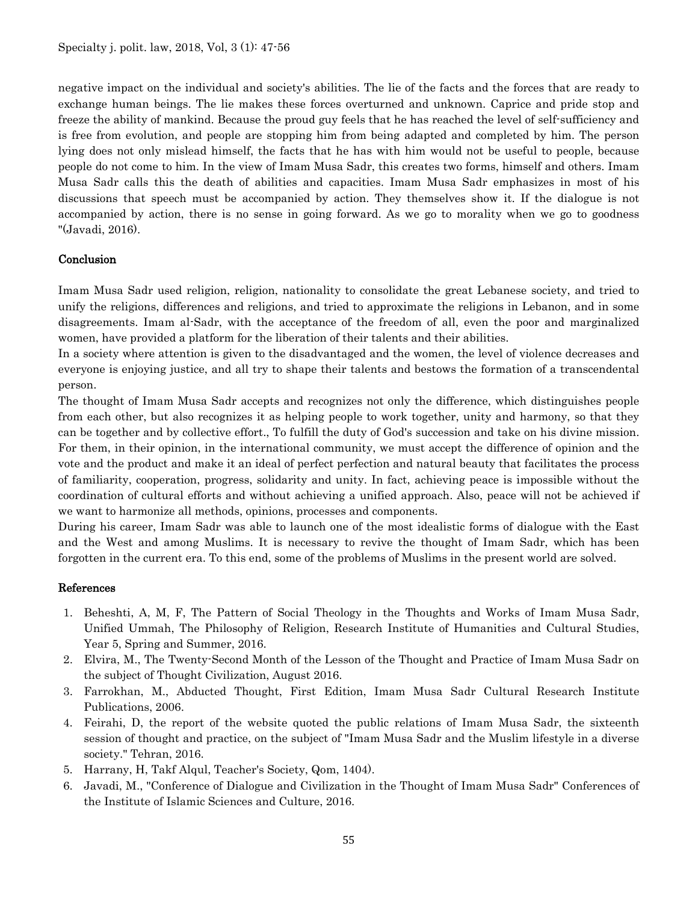negative impact on the individual and society's abilities. The lie of the facts and the forces that are ready to exchange human beings. The lie makes these forces overturned and unknown. Caprice and pride stop and freeze the ability of mankind. Because the proud guy feels that he has reached the level of self-sufficiency and is free from evolution, and people are stopping him from being adapted and completed by him. The person lying does not only mislead himself, the facts that he has with him would not be useful to people, because people do not come to him. In the view of Imam Musa Sadr, this creates two forms, himself and others. Imam Musa Sadr calls this the death of abilities and capacities. Imam Musa Sadr emphasizes in most of his discussions that speech must be accompanied by action. They themselves show it. If the dialogue is not accompanied by action, there is no sense in going forward. As we go to morality when we go to goodness "(Javadi, 2016).

## Conclusion

Imam Musa Sadr used religion, religion, nationality to consolidate the great Lebanese society, and tried to unify the religions, differences and religions, and tried to approximate the religions in Lebanon, and in some disagreements. Imam al-Sadr, with the acceptance of the freedom of all, even the poor and marginalized women, have provided a platform for the liberation of their talents and their abilities.

In a society where attention is given to the disadvantaged and the women, the level of violence decreases and everyone is enjoying justice, and all try to shape their talents and bestows the formation of a transcendental person.

The thought of Imam Musa Sadr accepts and recognizes not only the difference, which distinguishes people from each other, but also recognizes it as helping people to work together, unity and harmony, so that they can be together and by collective effort., To fulfill the duty of God's succession and take on his divine mission. For them, in their opinion, in the international community, we must accept the difference of opinion and the vote and the product and make it an ideal of perfect perfection and natural beauty that facilitates the process of familiarity, cooperation, progress, solidarity and unity. In fact, achieving peace is impossible without the coordination of cultural efforts and without achieving a unified approach. Also, peace will not be achieved if we want to harmonize all methods, opinions, processes and components.

During his career, Imam Sadr was able to launch one of the most idealistic forms of dialogue with the East and the West and among Muslims. It is necessary to revive the thought of Imam Sadr, which has been forgotten in the current era. To this end, some of the problems of Muslims in the present world are solved.

## References

1. Beheshti, A, M, F, The Pattern of Social Theology in the Thoughts and Works of Imam Musa Sadr, Unified Ummah, The Philosophy of Religion, Research Institute of Humanities and Cultural Studies, Year 5, Spring and Summer, 2016.
2. Elvira, M., The Twenty-Second Month of the Lesson of the Thought and Practice of Imam Musa Sadr on the subject of Thought Civilization, August 2016.
3. Farrokhan, M., Abducted Thought, First Edition, Imam Musa Sadr Cultural Research Institute Publications, 2006.
4. Feirahi, D, the report of the website quoted the public relations of Imam Musa Sadr, the sixteenth session of thought and practice, on the subject of "Imam Musa Sadr and the Muslim lifestyle in a diverse society." Tehran, 2016.
5. Harrany, H, Takf Alqul, Teacher's Society, Qom, 1404).
6. Javadi, M., "Conference of Dialogue and Civilization in the Thought of Imam Musa Sadr" Conferences of the Institute of Islamic Sciences and Culture, 2016.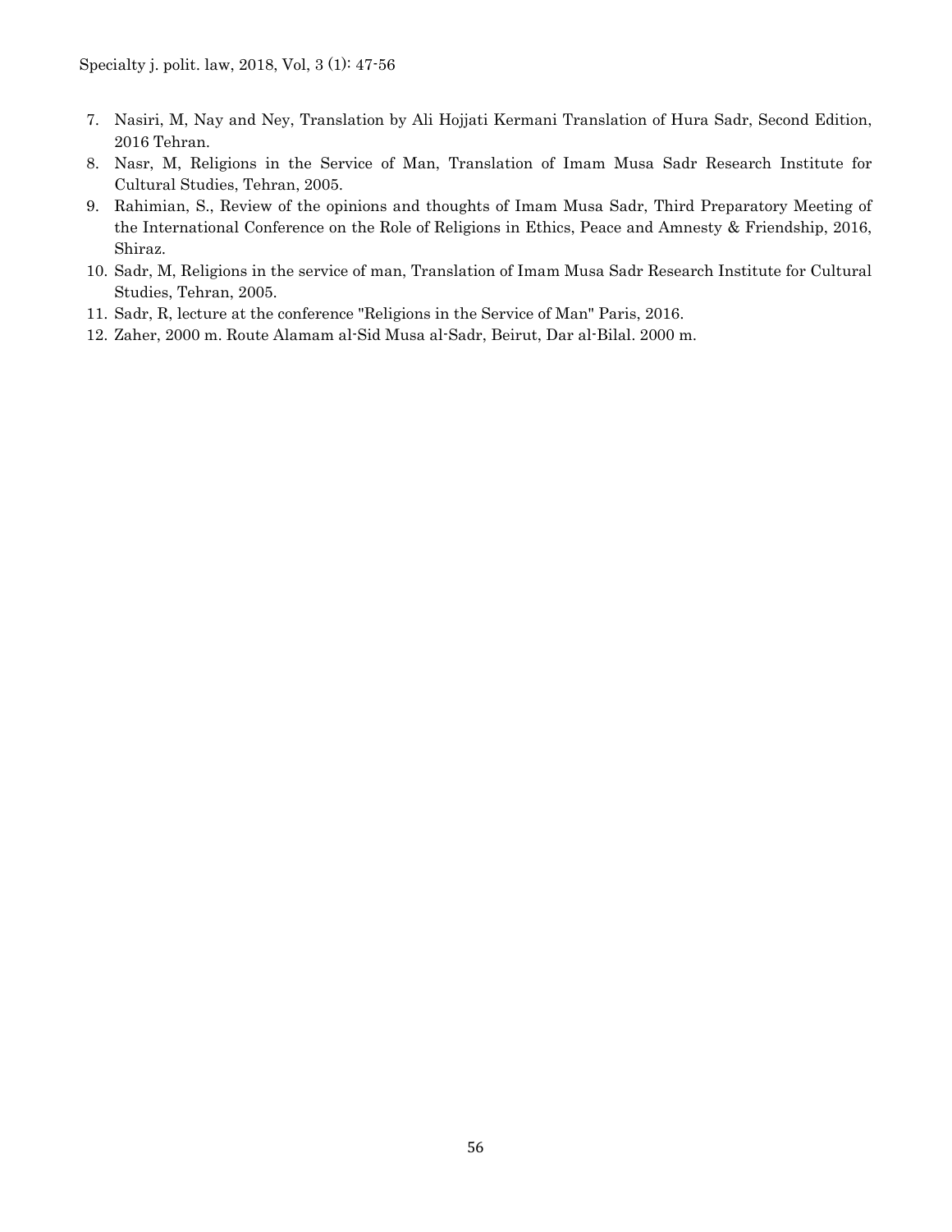7. Nasiri, M, Nay and Ney, Translation by Ali Hojjati Kermani Translation of Hura Sadr, Second Edition, 2016 Tehran.
8. Nasr, M, Religions in the Service of Man, Translation of Imam Musa Sadr Research Institute for Cultural Studies, Tehran, 2005.
9. Rahimian, S., Review of the opinions and thoughts of Imam Musa Sadr, Third Preparatory Meeting of the International Conference on the Role of Religions in Ethics, Peace and Amnesty & Friendship, 2016, Shiraz.
10. Sadr, M, Religions in the service of man, Translation of Imam Musa Sadr Research Institute for Cultural Studies, Tehran, 2005.
11. Sadr, R, lecture at the conference "Religions in the Service of Man" Paris, 2016.
12. Zaher, 2000 m. Route Alamam al-Sid Musa al-Sadr, Beirut, Dar al-Bilal. 2000 m.